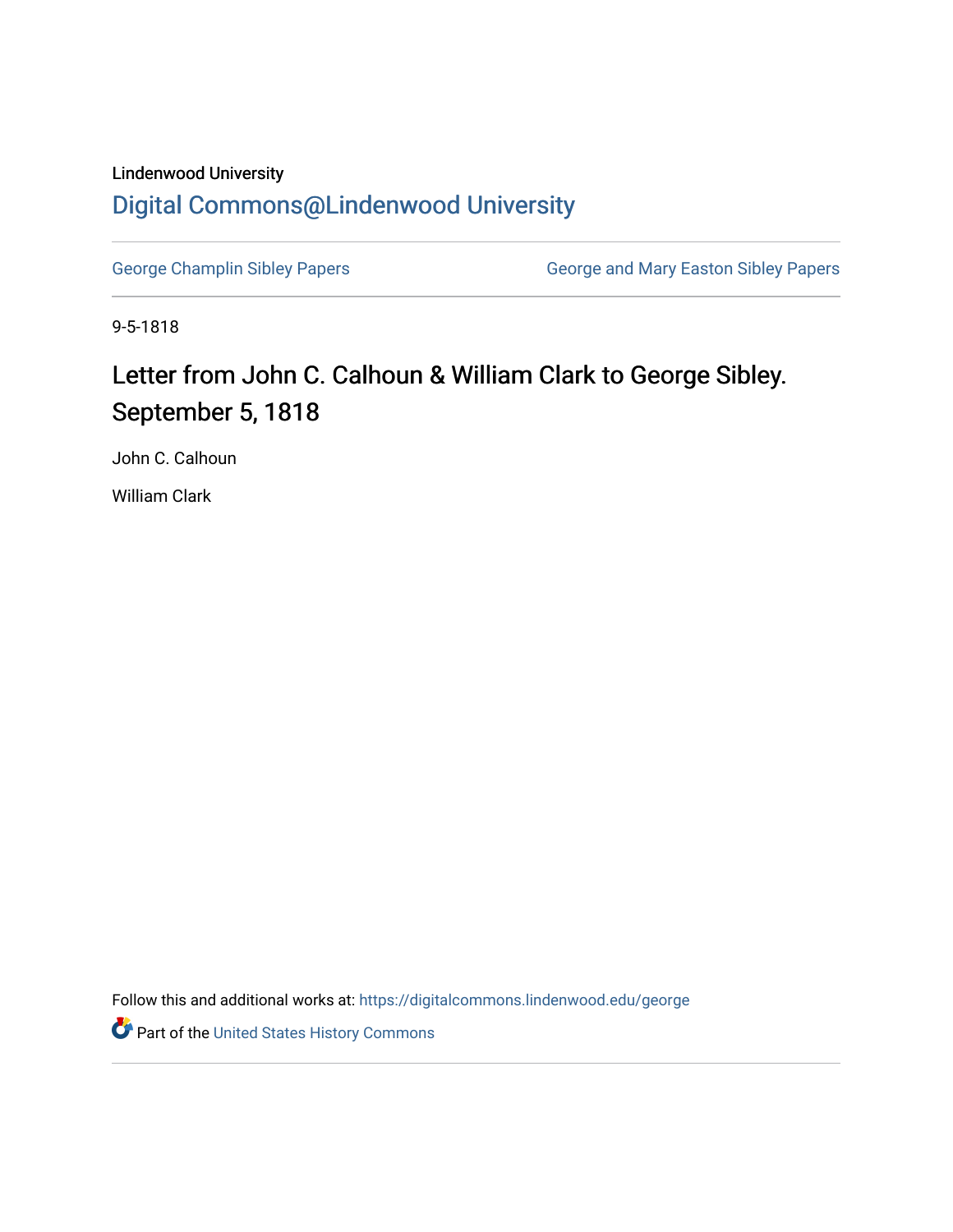Lindenwood University

# Digital Commons@Lindenwood University

George Champlin Sibley Papers

George and Mary Easton Sibley Papers

9-5-1818

## Letter from John C. Calhoun & William Clark to George Sibley. September 5, 1818

John C. Calhoun

William Clark

Follow this and additional works at: https://digitalcommons.lindenwood.edu/george

Part of the United States History Commons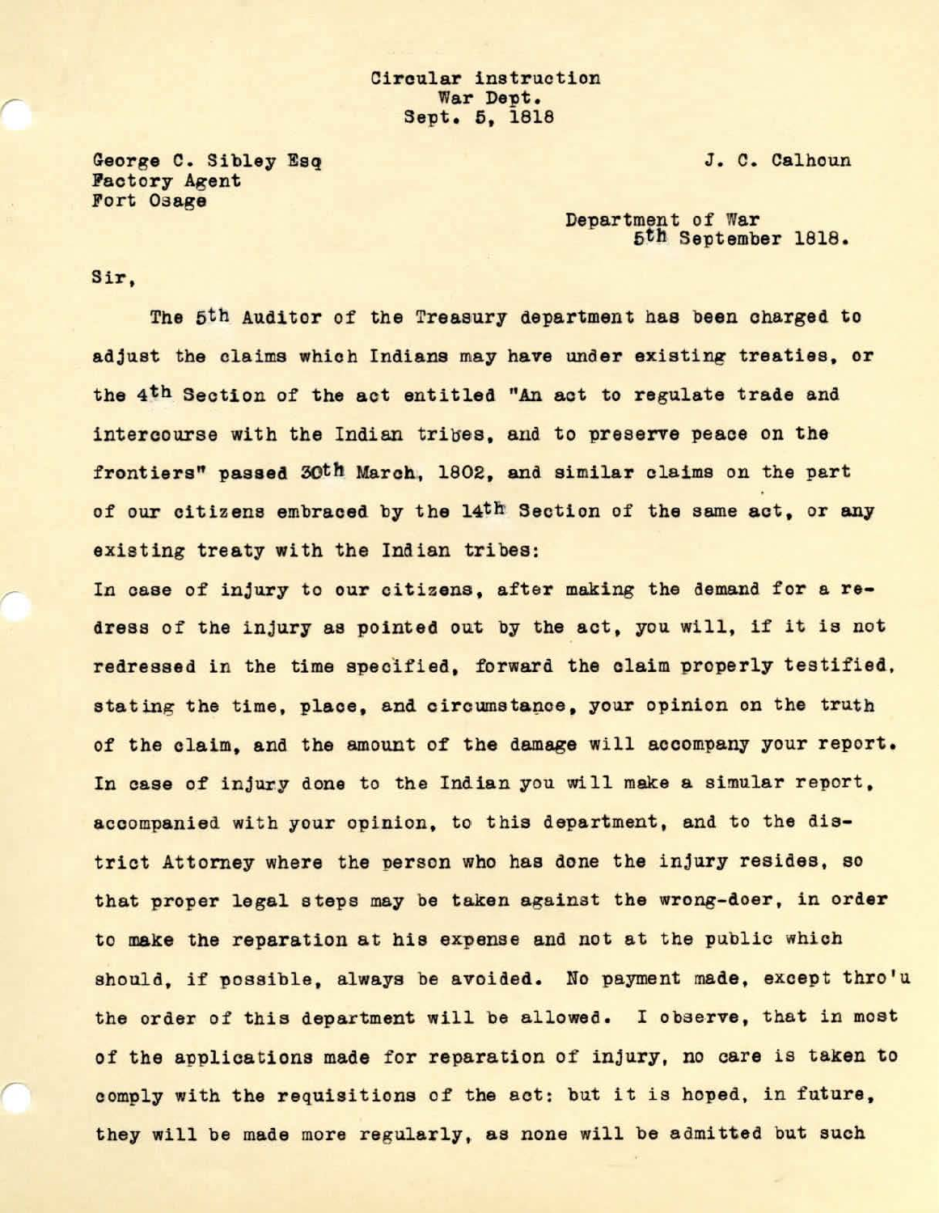Circular instruction
War Dept.
Sept. 5, 1818

George C. Sibley Esq
Factory Agent
Fort Osage

J. C. Calhoun

Department of War
5th September 1818.

Sir,

The 5th Auditor of the Treasury department has been charged to adjust the claims which Indians may have under existing treaties, or the 4th Section of the act entitled "An act to regulate trade and intercourse with the Indian tribes, and to preserve peace on the frontiers" passed 30th March, 1802, and similar claims on the part of our citizens embraced by the 14th Section of the same act, or any existing treaty with the Indian tribes:
In case of injury to our citizens, after making the demand for a redress of the injury as pointed out by the act, you will, if it is not redressed in the time specified, forward the claim properly testified, stating the time, place, and circumstance, your opinion on the truth of the claim, and the amount of the damage will accompany your report. In case of injury done to the Indian you will make a simular report, accompanied with your opinion, to this department, and to the district Attorney where the person who has done the injury resides, so that proper legal steps may be taken against the wrong-doer, in order to make the reparation at his expense and not at the public which should, if possible, always be avoided. No payment made, except thro'u the order of this department will be allowed. I observe, that in most of the applications made for reparation of injury, no care is taken to comply with the requisitions of the act: but it is hoped, in future, they will be made more regularly, as none will be admitted but such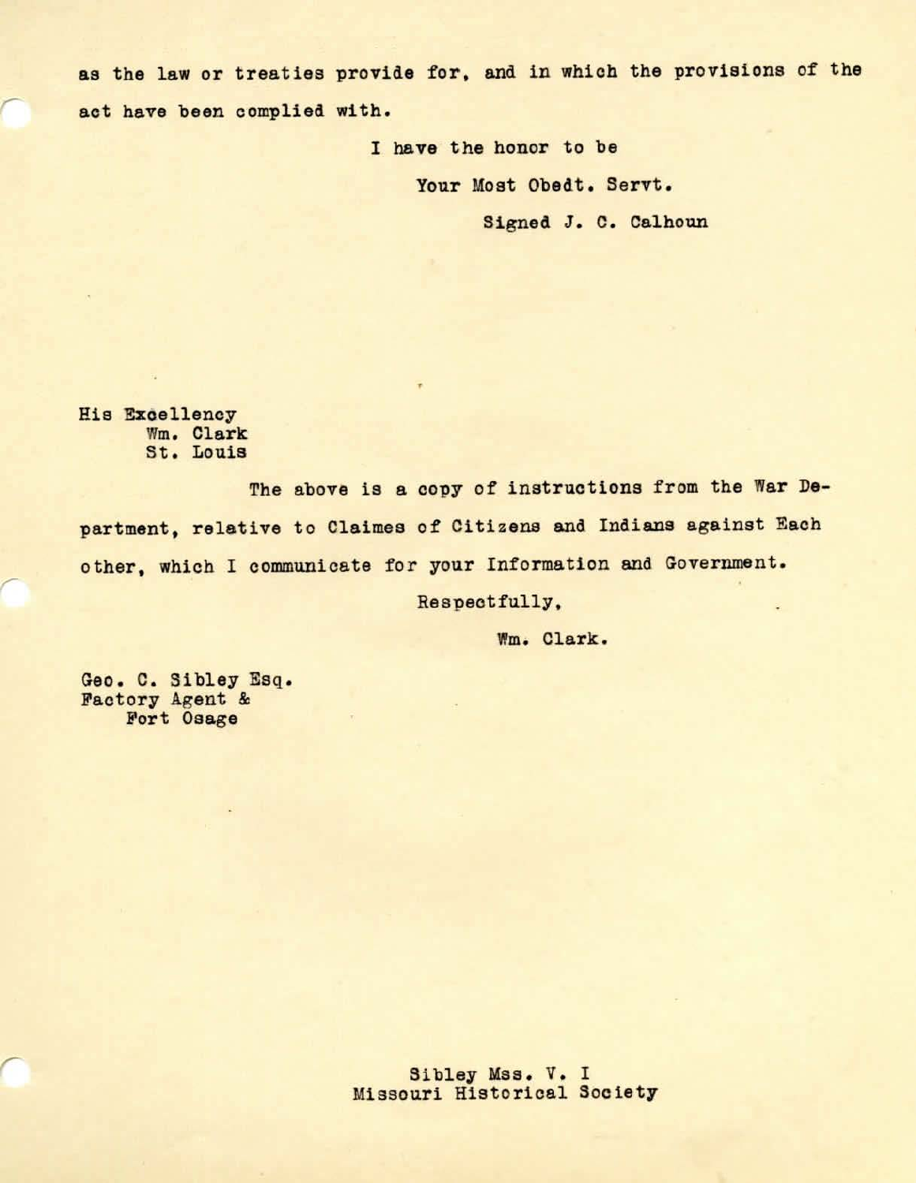as the law or treaties provide for, and in which the provisions of the act have been complied with.

I have the honor to be

Your Most Obedt. Servt.

Signed J. C. Calhoun

His Excellency
Wm. Clark
St. Louis

The above is a copy of instructions from the War Department, relative to Claimes of Citizens and Indians against Each other, which I communicate for your Information and Government.

Respectfully,

Wm. Clark.

Geo. C. Sibley Esq.
Factory Agent &
Fort Osage

Sibley Mss. V. I
Missouri Historical Society